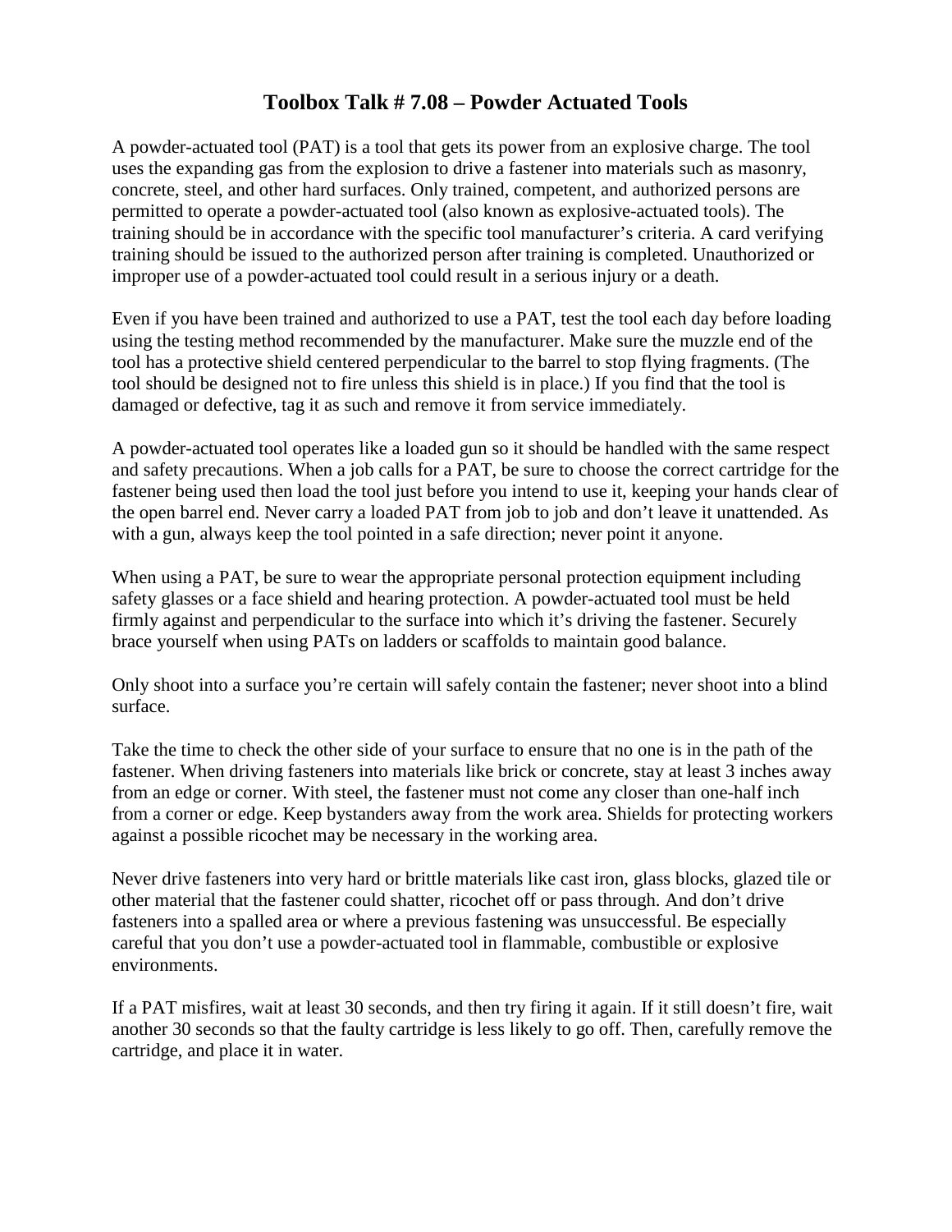# Toolbox Talk # 7.08 – Powder Actuated Tools

A powder-actuated tool (PAT) is a tool that gets its power from an explosive charge. The tool uses the expanding gas from the explosion to drive a fastener into materials such as masonry, concrete, steel, and other hard surfaces. Only trained, competent, and authorized persons are permitted to operate a powder-actuated tool (also known as explosive-actuated tools). The training should be in accordance with the specific tool manufacturer's criteria. A card verifying training should be issued to the authorized person after training is completed. Unauthorized or improper use of a powder-actuated tool could result in a serious injury or a death.

Even if you have been trained and authorized to use a PAT, test the tool each day before loading using the testing method recommended by the manufacturer. Make sure the muzzle end of the tool has a protective shield centered perpendicular to the barrel to stop flying fragments. (The tool should be designed not to fire unless this shield is in place.) If you find that the tool is damaged or defective, tag it as such and remove it from service immediately.

A powder-actuated tool operates like a loaded gun so it should be handled with the same respect and safety precautions. When a job calls for a PAT, be sure to choose the correct cartridge for the fastener being used then load the tool just before you intend to use it, keeping your hands clear of the open barrel end. Never carry a loaded PAT from job to job and don't leave it unattended. As with a gun, always keep the tool pointed in a safe direction; never point it anyone.

When using a PAT, be sure to wear the appropriate personal protection equipment including safety glasses or a face shield and hearing protection. A powder-actuated tool must be held firmly against and perpendicular to the surface into which it's driving the fastener. Securely brace yourself when using PATs on ladders or scaffolds to maintain good balance.

Only shoot into a surface you're certain will safely contain the fastener; never shoot into a blind surface.

Take the time to check the other side of your surface to ensure that no one is in the path of the fastener. When driving fasteners into materials like brick or concrete, stay at least 3 inches away from an edge or corner. With steel, the fastener must not come any closer than one-half inch from a corner or edge. Keep bystanders away from the work area. Shields for protecting workers against a possible ricochet may be necessary in the working area.

Never drive fasteners into very hard or brittle materials like cast iron, glass blocks, glazed tile or other material that the fastener could shatter, ricochet off or pass through. And don't drive fasteners into a spalled area or where a previous fastening was unsuccessful. Be especially careful that you don't use a powder-actuated tool in flammable, combustible or explosive environments.

If a PAT misfires, wait at least 30 seconds, and then try firing it again. If it still doesn't fire, wait another 30 seconds so that the faulty cartridge is less likely to go off. Then, carefully remove the cartridge, and place it in water.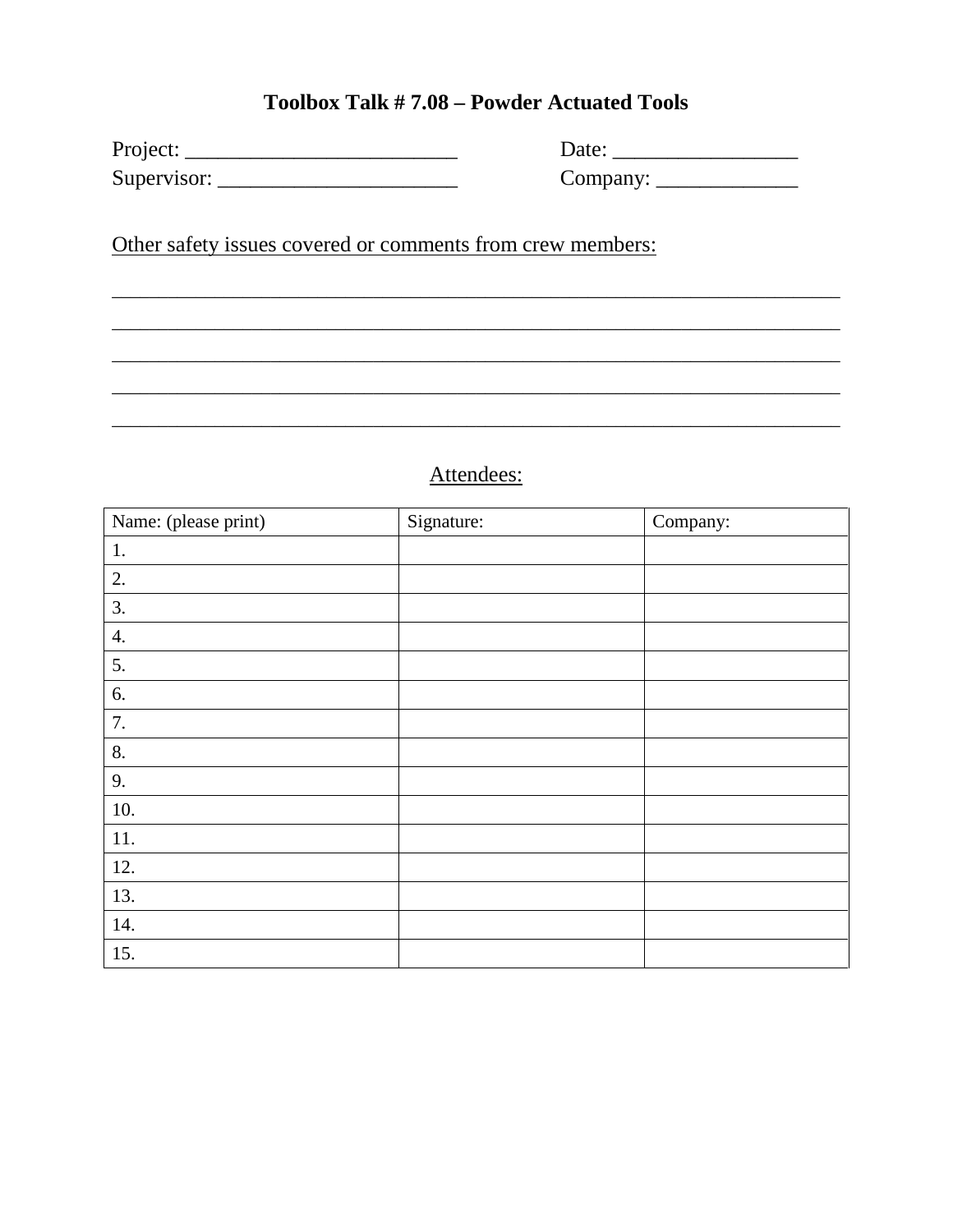## Toolbox Talk # 7.08 – Powder Actuated Tools

Project: _________________________ Date: _________________

Supervisor: ______________________ Company: _____________

Other safety issues covered or comments from crew members:

___________________________________________________________________________

___________________________________________________________________________

___________________________________________________________________________

___________________________________________________________________________

___________________________________________________________________________

### Attendees:

| Name: (please print) | Signature: | Company: |
|---|---|---|
| 1. | | |
| 2. | | |
| 3. | | |
| 4. | | |
| 5. | | |
| 6. | | |
| 7. | | |
| 8. | | |
| 9. | | |
| 10. | | |
| 11. | | |
| 12. | | |
| 13. | | |
| 14. | | |
| 15. | | |